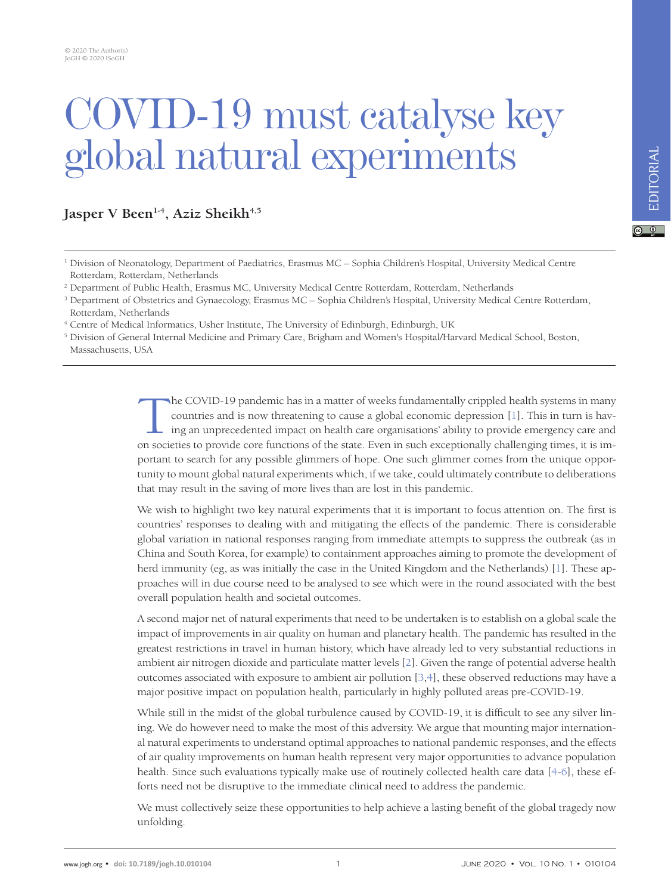© 2020 The Author(s)
JoGH © 2020 ISoGH

EDITORIAL

# COVID-19 must catalyse key global natural experiments

**Jasper V Been[1-4], Aziz Sheikh[4,5]**

[1] Division of Neonatology, Department of Paediatrics, Erasmus MC – Sophia Children's Hospital, University Medical Centre Rotterdam, Rotterdam, Netherlands
[2] Department of Public Health, Erasmus MC, University Medical Centre Rotterdam, Rotterdam, Netherlands
[3] Department of Obstetrics and Gynaecology, Erasmus MC – Sophia Children's Hospital, University Medical Centre Rotterdam, Rotterdam, Netherlands
[4] Centre of Medical Informatics, Usher Institute, The University of Edinburgh, Edinburgh, UK
[5] Division of General Internal Medicine and Primary Care, Brigham and Women's Hospital/Harvard Medical School, Boston, Massachusetts, USA

The COVID-19 pandemic has in a matter of weeks fundamentally crippled health systems in many countries and is now threatening to cause a global economic depression [1]. This in turn is having an unprecedented impact on health care organisations' ability to provide emergency care and on societies to provide core functions of the state. Even in such exceptionally challenging times, it is important to search for any possible glimmers of hope. One such glimmer comes from the unique opportunity to mount global natural experiments which, if we take, could ultimately contribute to deliberations that may result in the saving of more lives than are lost in this pandemic.

We wish to highlight two key natural experiments that it is important to focus attention on. The first is countries' responses to dealing with and mitigating the effects of the pandemic. There is considerable global variation in national responses ranging from immediate attempts to suppress the outbreak (as in China and South Korea, for example) to containment approaches aiming to promote the development of herd immunity (eg, as was initially the case in the United Kingdom and the Netherlands) [1]. These approaches will in due course need to be analysed to see which were in the round associated with the best overall population health and societal outcomes.

A second major net of natural experiments that need to be undertaken is to establish on a global scale the impact of improvements in air quality on human and planetary health. The pandemic has resulted in the greatest restrictions in travel in human history, which have already led to very substantial reductions in ambient air nitrogen dioxide and particulate matter levels [2]. Given the range of potential adverse health outcomes associated with exposure to ambient air pollution [3,4], these observed reductions may have a major positive impact on population health, particularly in highly polluted areas pre-COVID-19.

While still in the midst of the global turbulence caused by COVID-19, it is difficult to see any silver lining. We do however need to make the most of this adversity. We argue that mounting major international natural experiments to understand optimal approaches to national pandemic responses, and the effects of air quality improvements on human health represent very major opportunities to advance population health. Since such evaluations typically make use of routinely collected health care data [4-6], these efforts need not be disruptive to the immediate clinical need to address the pandemic.

We must collectively seize these opportunities to help achieve a lasting benefit of the global tragedy now unfolding.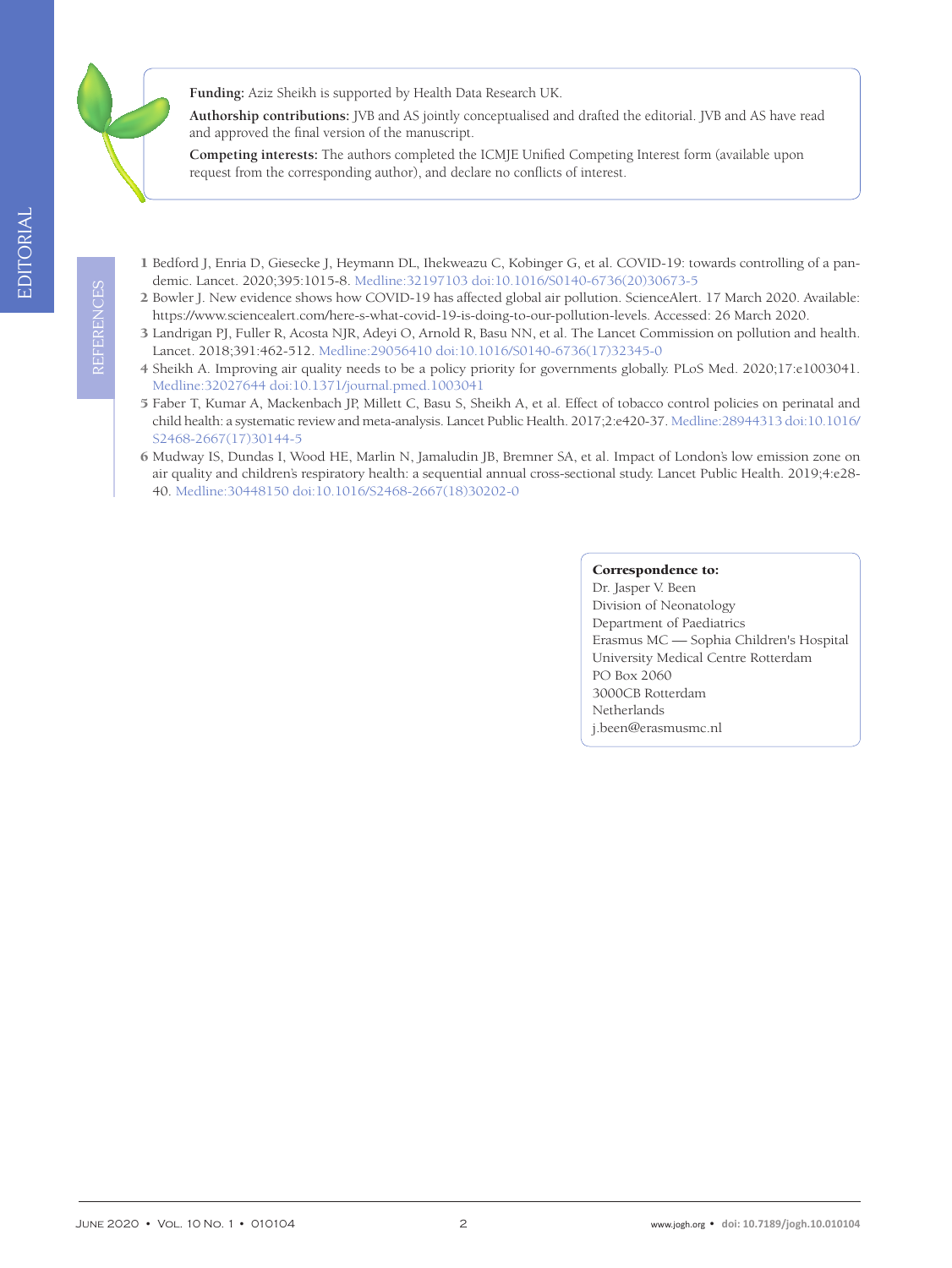**Funding:** Aziz Sheikh is supported by Health Data Research UK.

**Authorship contributions:** JVB and AS jointly conceptualised and drafted the editorial. JVB and AS have read and approved the final version of the manuscript.

**Competing interests:** The authors completed the ICMJE Unified Competing Interest form (available upon request from the corresponding author), and declare no conflicts of interest.

## REFERENCES

1. Bedford J, Enria D, Giesecke J, Heymann DL, Ihekweazu C, Kobinger G, et al. COVID-19: towards controlling of a pandemic. Lancet. 2020;395:1015-8. Medline:32197103 doi:10.1016/S0140-6736(20)30673-5
2. Bowler J. New evidence shows how COVID-19 has affected global air pollution. ScienceAlert. 17 March 2020. Available: https://www.sciencealert.com/here-s-what-covid-19-is-doing-to-our-pollution-levels. Accessed: 26 March 2020.
3. Landrigan PJ, Fuller R, Acosta NJR, Adeyi O, Arnold R, Basu NN, et al. The Lancet Commission on pollution and health. Lancet. 2018;391:462-512. Medline:29056410 doi:10.1016/S0140-6736(17)32345-0
4. Sheikh A. Improving air quality needs to be a policy priority for governments globally. PLoS Med. 2020;17:e1003041. Medline:32027644 doi:10.1371/journal.pmed.1003041
5. Faber T, Kumar A, Mackenbach JP, Millett C, Basu S, Sheikh A, et al. Effect of tobacco control policies on perinatal and child health: a systematic review and meta-analysis. Lancet Public Health. 2017;2:e420-37. Medline:28944313 doi:10.1016/S2468-2667(17)30144-5
6. Mudway IS, Dundas I, Wood HE, Marlin N, Jamaludin JB, Bremner SA, et al. Impact of London's low emission zone on air quality and children's respiratory health: a sequential annual cross-sectional study. Lancet Public Health. 2019;4:e28-40. Medline:30448150 doi:10.1016/S2468-2667(18)30202-0

**Correspondence to:**
Dr. Jasper V. Been
Division of Neonatology
Department of Paediatrics
Erasmus MC — Sophia Children's Hospital
University Medical Centre Rotterdam
PO Box 2060
3000CB Rotterdam
Netherlands
j.been@erasmusmc.nl